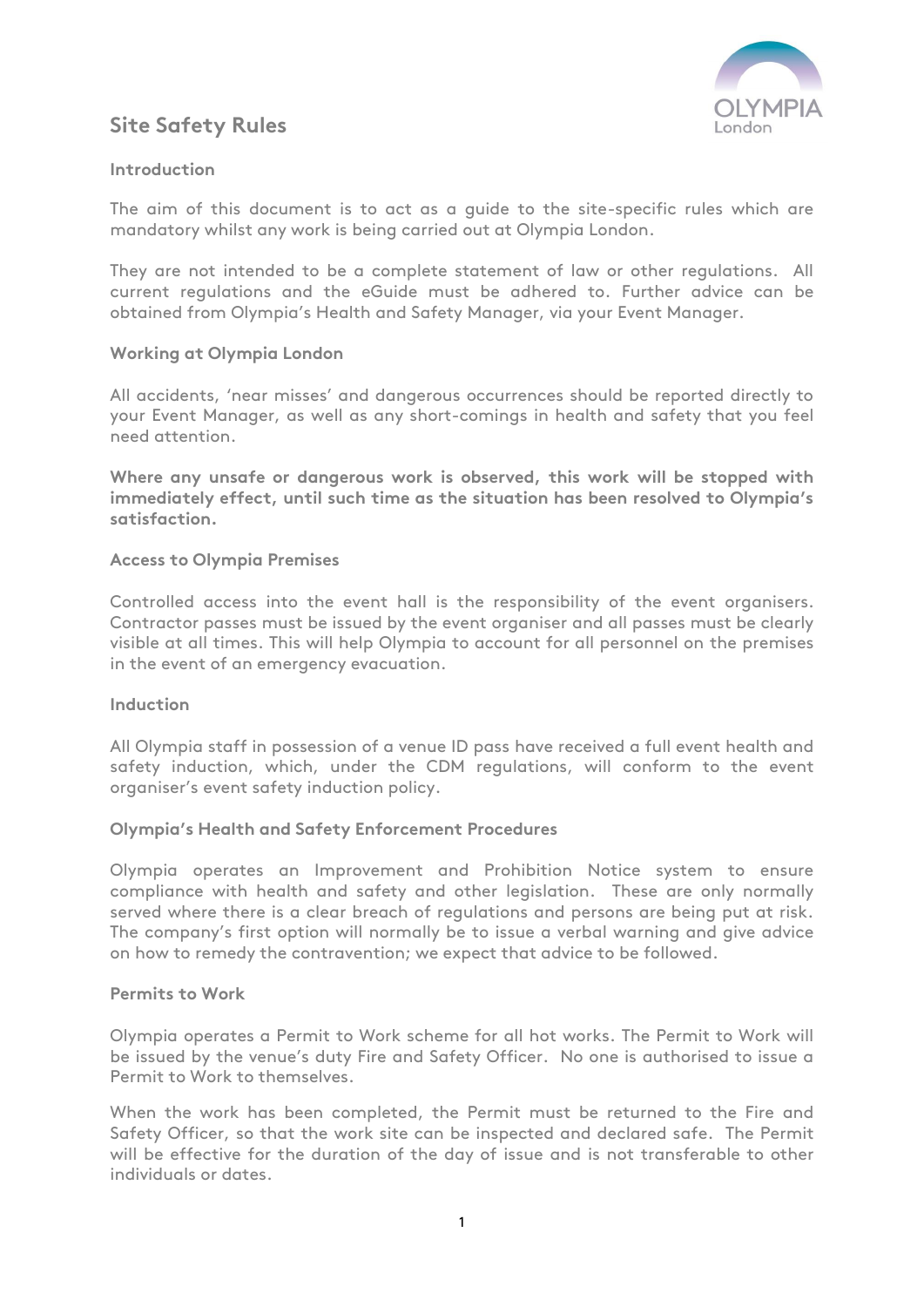# Site Safety Rules

## Introduction

The aim of this document is to act as a guide to the site-specific rules which are mandatory whilst any work is being carried out at Olympia London.

They are not intended to be a complete statement of law or other regulations. All current regulations and the eGuide must be adhered to. Further advice can be obtained from Olympia's Health and Safety Manager, via your Event Manager.

## Working at Olympia London

All accidents, 'near misses' and dangerous occurrences should be reported directly to your Event Manager, as well as any short-comings in health and safety that you feel need attention.

**Where any unsafe or dangerous work is observed, this work will be stopped with immediately effect, until such time as the situation has been resolved to Olympia's satisfaction.**

## Access to Olympia Premises

Controlled access into the event hall is the responsibility of the event organisers. Contractor passes must be issued by the event organiser and all passes must be clearly visible at all times. This will help Olympia to account for all personnel on the premises in the event of an emergency evacuation.

## Induction

All Olympia staff in possession of a venue ID pass have received a full event health and safety induction, which, under the CDM regulations, will conform to the event organiser's event safety induction policy.

## Olympia's Health and Safety Enforcement Procedures

Olympia operates an Improvement and Prohibition Notice system to ensure compliance with health and safety and other legislation. These are only normally served where there is a clear breach of regulations and persons are being put at risk. The company's first option will normally be to issue a verbal warning and give advice on how to remedy the contravention; we expect that advice to be followed.

## Permits to Work

Olympia operates a Permit to Work scheme for all hot works. The Permit to Work will be issued by the venue's duty Fire and Safety Officer. No one is authorised to issue a Permit to Work to themselves.

When the work has been completed, the Permit must be returned to the Fire and Safety Officer, so that the work site can be inspected and declared safe. The Permit will be effective for the duration of the day of issue and is not transferable to other individuals or dates.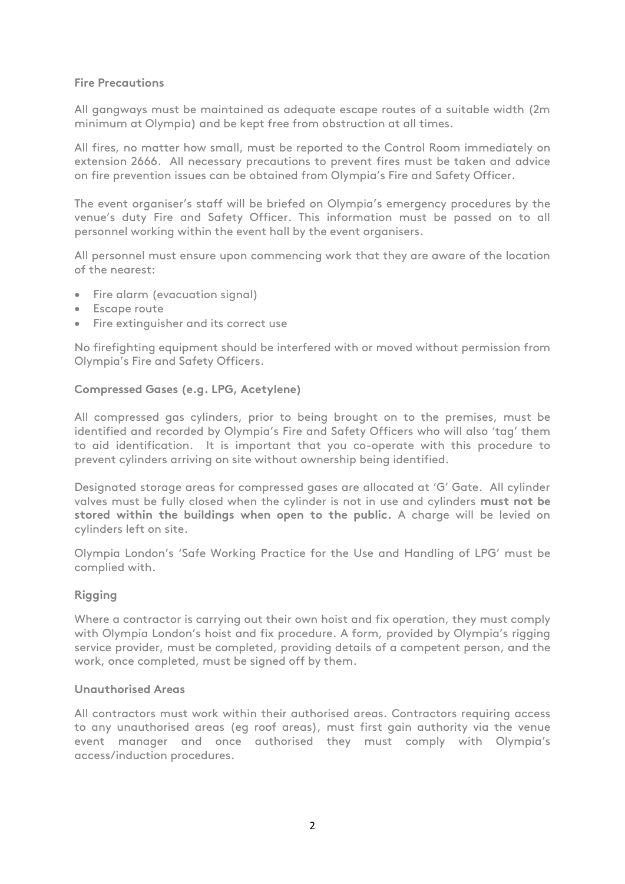### Fire Precautions

All gangways must be maintained as adequate escape routes of a suitable width (2m minimum at Olympia) and be kept free from obstruction at all times.

All fires, no matter how small, must be reported to the Control Room immediately on extension 2666. All necessary precautions to prevent fires must be taken and advice on fire prevention issues can be obtained from Olympia's Fire and Safety Officer.

The event organiser's staff will be briefed on Olympia's emergency procedures by the venue's duty Fire and Safety Officer. This information must be passed on to all personnel working within the event hall by the event organisers.

All personnel must ensure upon commencing work that they are aware of the location of the nearest:

- Fire alarm (evacuation signal)
- Escape route
- Fire extinguisher and its correct use

No firefighting equipment should be interfered with or moved without permission from Olympia's Fire and Safety Officers.

### Compressed Gases (e.g. LPG, Acetylene)

All compressed gas cylinders, prior to being brought on to the premises, must be identified and recorded by Olympia's Fire and Safety Officers who will also 'tag' them to aid identification. It is important that you co-operate with this procedure to prevent cylinders arriving on site without ownership being identified.

Designated storage areas for compressed gases are allocated at 'G' Gate. All cylinder valves must be fully closed when the cylinder is not in use and cylinders **must not be stored within the buildings when open to the public.** A charge will be levied on cylinders left on site.

Olympia London's 'Safe Working Practice for the Use and Handling of LPG' must be complied with.

### Rigging

Where a contractor is carrying out their own hoist and fix operation, they must comply with Olympia London's hoist and fix procedure. A form, provided by Olympia's rigging service provider, must be completed, providing details of a competent person, and the work, once completed, must be signed off by them.

### Unauthorised Areas

All contractors must work within their authorised areas. Contractors requiring access to any unauthorised areas (eg roof areas), must first gain authority via the venue event manager and once authorised they must comply with Olympia's access/induction procedures.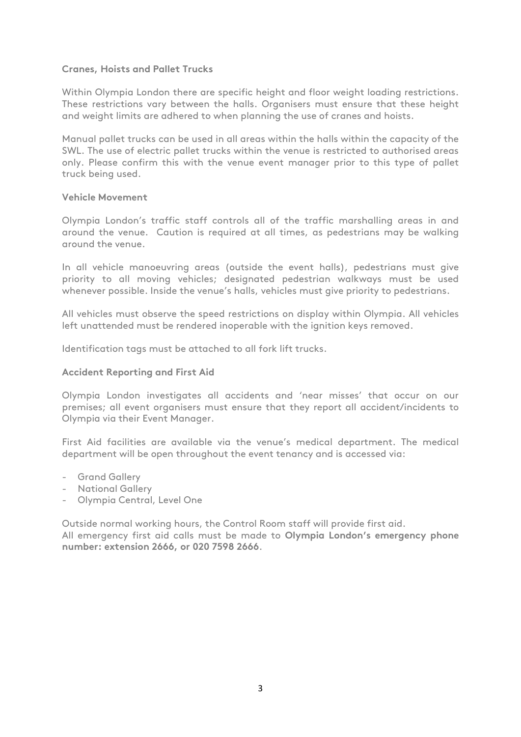### Cranes, Hoists and Pallet Trucks

Within Olympia London there are specific height and floor weight loading restrictions. These restrictions vary between the halls. Organisers must ensure that these height and weight limits are adhered to when planning the use of cranes and hoists.

Manual pallet trucks can be used in all areas within the halls within the capacity of the SWL. The use of electric pallet trucks within the venue is restricted to authorised areas only. Please confirm this with the venue event manager prior to this type of pallet truck being used.

### Vehicle Movement

Olympia London's traffic staff controls all of the traffic marshalling areas in and around the venue. Caution is required at all times, as pedestrians may be walking around the venue.

In all vehicle manoeuvring areas (outside the event halls), pedestrians must give priority to all moving vehicles; designated pedestrian walkways must be used whenever possible. Inside the venue's halls, vehicles must give priority to pedestrians.

All vehicles must observe the speed restrictions on display within Olympia. All vehicles left unattended must be rendered inoperable with the ignition keys removed.

Identification tags must be attached to all fork lift trucks.

### Accident Reporting and First Aid

Olympia London investigates all accidents and 'near misses' that occur on our premises; all event organisers must ensure that they report all accident/incidents to Olympia via their Event Manager.

First Aid facilities are available via the venue's medical department. The medical department will be open throughout the event tenancy and is accessed via:

- Grand Gallery
- National Gallery
- Olympia Central, Level One

Outside normal working hours, the Control Room staff will provide first aid.
All emergency first aid calls must be made to **Olympia London's emergency phone number: extension 2666, or 020 7598 2666**.